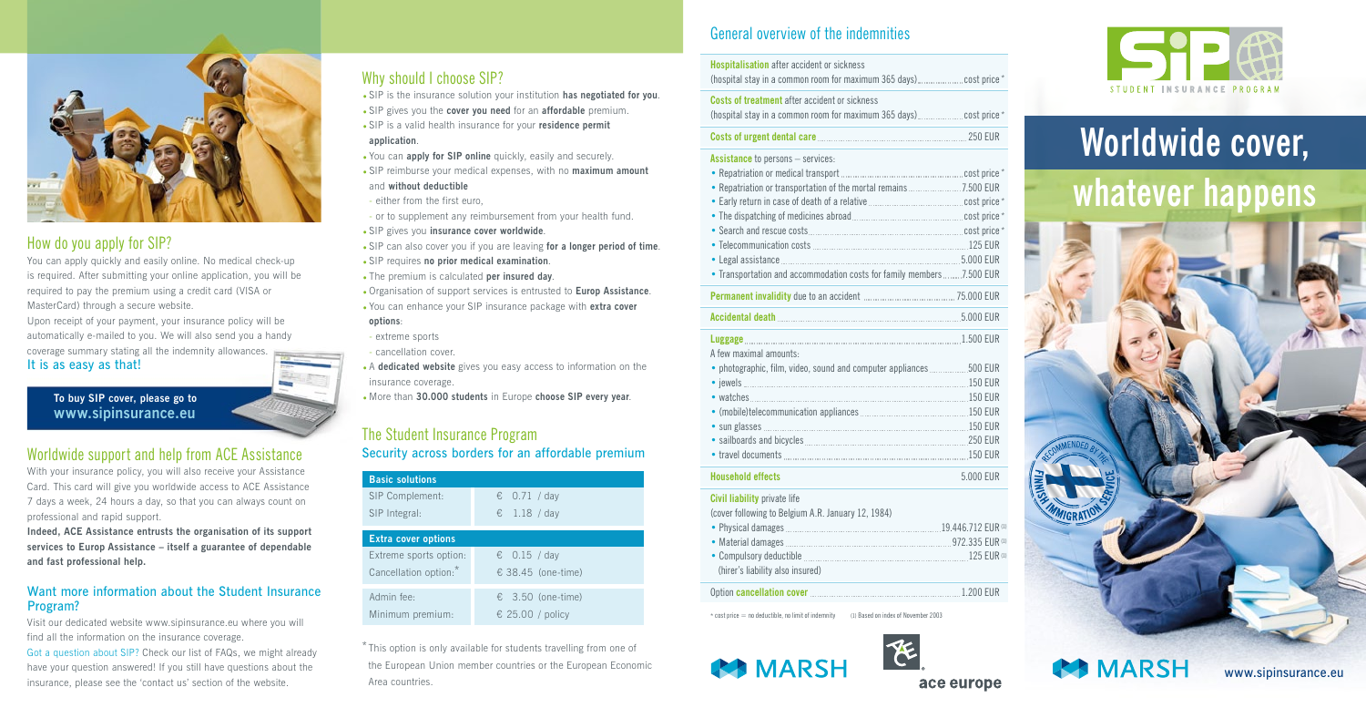## How do you apply for SIP?

You can apply quickly and easily online. No medical check-up is required. After submitting your online application, you will be required to pay the premium using a credit card (VISA or MasterCard) through a secure website.

Upon receipt of your payment, your insurance policy will be automatically e-mailed to you. We will also send you a handy coverage summary stating all the indemnity allowances.

**It is as easy as that!**

**To buy SIP cover, please go to www.sipinsurance.eu**

## Worldwide support and help from ACE Assistance

With your insurance policy, you will also receive your Assistance Card. This card will give you worldwide access to ACE Assistance 7 days a week, 24 hours a day, so that you can always count on professional and rapid support.

**Indeed, ACE Assistance entrusts the organisation of its support services to Europ Assistance – itself a guarantee of dependable and fast professional help.**

### Want more information about the Student Insurance Program?

Visit our dedicated website www.sipinsurance.eu where you will find all the information on the insurance coverage.

Got a question about SIP? Check our list of FAQs, we might already have your question answered! If you still have questions about the insurance, please see the 'contact us' section of the website.

## Why should I choose SIP?

- SIP is the insurance solution your institution **has negotiated for you**.
- SIP gives you the **cover you need** for an **affordable** premium.
- SIP is a valid health insurance for your **residence permit application**.
- You can **apply for SIP online** quickly, easily and securely.
- SIP reimburse your medical expenses, with no **maximum amount** and **without deductible**
  - either from the first euro,
  - or to supplement any reimbursement from your health fund.
- SIP gives you **insurance cover worldwide**.
- SIP can also cover you if you are leaving **for a longer period of time**.
- SIP requires **no prior medical examination**.
- The premium is calculated **per insured day**.
- Organisation of support services is entrusted to **Europ Assistance**.
- You can enhance your SIP insurance package with **extra cover options**:
  - extreme sports
  - cancellation cover.
- A **dedicated website** gives you easy access to information on the insurance coverage.
- More than **30.000 students** in Europe **choose SIP every year**.

## The Student Insurance Program

### Security across borders for an affordable premium

| Basic solutions | |
|---|---|
| SIP Complement: | € 0.71 / day |
| SIP Integral: | € 1.18 / day |
| **Extra cover options** | |
| Extreme sports option: | € 0.15 / day |
| Cancellation option:* | € 38.45 (one-time) |
| Admin fee: | € 3.50 (one-time) |
| Minimum premium: | € 25.00 / policy |

*This option is only available for students travelling from one of the European Union member countries or the European Economic Area countries.

## General overview of the indemnities

| | |
|---|---|
| **Hospitalisation** after accident or sickness (hospital stay in a common room for maximum 365 days) | cost price* |
| **Costs of treatment** after accident or sickness (hospital stay in a common room for maximum 365 days) | cost price* |
| **Costs of urgent dental care** | 250 EUR |
| **Assistance** to persons – services: | |
| • Repatriation or medical transport | cost price* |
| • Repatriation or transportation of the mortal remains | 7.500 EUR |
| • Early return in case of death of a relative | cost price* |
| • The dispatching of medicines abroad | cost price* |
| • Search and rescue costs | cost price* |
| • Telecommunication costs | 125 EUR |
| • Legal assistance | 5.000 EUR |
| • Transportation and accommodation costs for family members | 7.500 EUR |
| **Permanent invalidity** due to an accident | 75.000 EUR |
| **Accidental death** | 5.000 EUR |
| **Luggage** | 1.500 EUR |
| A few maximal amounts: | |
| • photographic, film, video, sound and computer appliances | 500 EUR |
| • jewels | 150 EUR |
| • watches | 150 EUR |
| • (mobile)telecommunication appliances | 150 EUR |
| • sun glasses | 150 EUR |
| • sailboards and bicycles | 250 EUR |
| • travel documents | 150 EUR |
| **Household effects** | 5.000 EUR |
| **Civil liability** private life (cover following to Belgium A.R. January 12, 1984) | |
| • Physical damages | 19.446.712 EUR (1) |
| • Material damages | 972.335 EUR (1) |
| • Compulsory deductible | 125 EUR (1) |
| (hirer's liability also insured) | |
| Option **cancellation cover** | 1.200 EUR |

* cost price = no deductible, no limit of indemnity (1) Based on index of November 2003

MARSH

ace europe

SIP STUDENT INSURANCE PROGRAM

# Worldwide cover, whatever happens

RECOMMENDED BY THE FINNISH IMMIGRATION SERVICE

MARSH www.sipinsurance.eu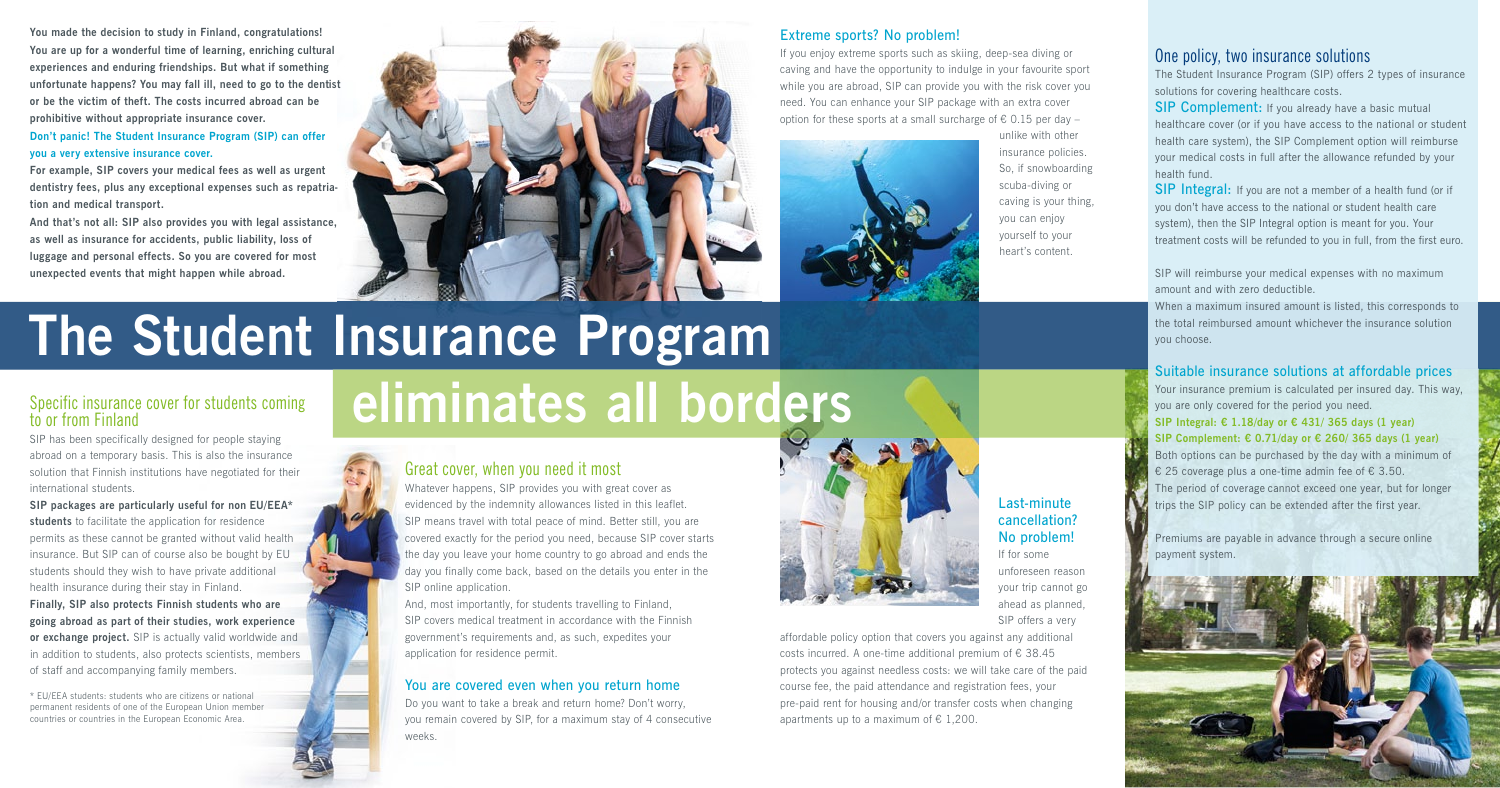# The Student Insurance Program eliminates all borders

**You made the decision to study in Finland, congratulations! You are up for a wonderful time of learning, enriching cultural experiences and enduring friendships. But what if something unfortunate happens? You may fall ill, need to go to the dentist or be the victim of theft. The costs incurred abroad can be prohibitive without appropriate insurance cover.**

**Don't panic! The Student Insurance Program (SIP) can offer you a very extensive insurance cover.**

**For example, SIP covers your medical fees as well as urgent dentistry fees, plus any exceptional expenses such as repatriation and medical transport.**

**And that's not all: SIP also provides you with legal assistance, as well as insurance for accidents, public liability, loss of luggage and personal effects. So you are covered for most unexpected events that might happen while abroad.**

## Specific insurance cover for students coming to or from Finland

SIP has been specifically designed for people staying abroad on a temporary basis. This is also the insurance solution that Finnish institutions have negotiated for their international students.

**SIP packages are particularly useful for non EU/EEA\* students** to facilitate the application for residence permits as these cannot be granted without valid health insurance. But SIP can of course also be bought by EU students should they wish to have private additional health insurance during their stay in Finland.

**Finally, SIP also protects Finnish students who are going abroad as part of their studies, work experience or exchange project.** SIP is actually valid worldwide and in addition to students, also protects scientists, members of staff and accompanying family members.

\* EU/EEA students: students who are citizens or national permanent residents of one of the European Union member countries or countries in the European Economic Area.

## Great cover, when you need it most

Whatever happens, SIP provides you with great cover as evidenced by the indemnity allowances listed in this leaflet. SIP means travel with total peace of mind. Better still, you are covered exactly for the period you need, because SIP cover starts the day you leave your home country to go abroad and ends the day you finally come back, based on the details you enter in the SIP online application.

And, most importantly, for students travelling to Finland, SIP covers medical treatment in accordance with the Finnish government's requirements and, as such, expedites your application for residence permit.

## You are covered even when you return home

Do you want to take a break and return home? Don't worry, you remain covered by SIP, for a maximum stay of 4 consecutive weeks.

## Extreme sports? No problem!

If you enjoy extreme sports such as skiing, deep-sea diving or caving and have the opportunity to indulge in your favourite sport while you are abroad, SIP can provide you with the risk cover you need. You can enhance your SIP package with an extra cover option for these sports at a small surcharge of € 0.15 per day – unlike with other insurance policies. So, if snowboarding scuba-diving or caving is your thing, you can enjoy yourself to your heart's content.

## Last-minute cancellation? No problem!

If for some unforeseen reason your trip cannot go ahead as planned, SIP offers a very affordable policy option that covers you against any additional costs incurred. A one-time additional premium of € 38.45 protects you against needless costs: we will take care of the paid course fee, the paid attendance and registration fees, your pre-paid rent for housing and/or transfer costs when changing apartments up to a maximum of € 1,200.

## One policy, two insurance solutions

The Student Insurance Program (SIP) offers 2 types of insurance solutions for covering healthcare costs.

**SIP Complement:** If you already have a basic mutual healthcare cover (or if you have access to the national or student health care system), the SIP Complement option will reimburse your medical costs in full after the allowance refunded by your health fund.

**SIP Integral:** If you are not a member of a health fund (or if you don't have access to the national or student health care system), then the SIP Integral option is meant for you. Your treatment costs will be refunded to you in full, from the first euro.

SIP will reimburse your medical expenses with no maximum amount and with zero deductible.

When a maximum insured amount is listed, this corresponds to the total reimbursed amount whichever the insurance solution you choose.

## Suitable insurance solutions at affordable prices

Your insurance premium is calculated per insured day. This way, you are only covered for the period you need.

**SIP Integral: € 1.18/day or € 431/ 365 days (1 year)**
**SIP Complement: € 0.71/day or € 260/ 365 days (1 year)**

Both options can be purchased by the day with a minimum of € 25 coverage plus a one-time admin fee of € 3.50.

The period of coverage cannot exceed one year, but for longer trips the SIP policy can be extended after the first year.

Premiums are payable in advance through a secure online payment system.